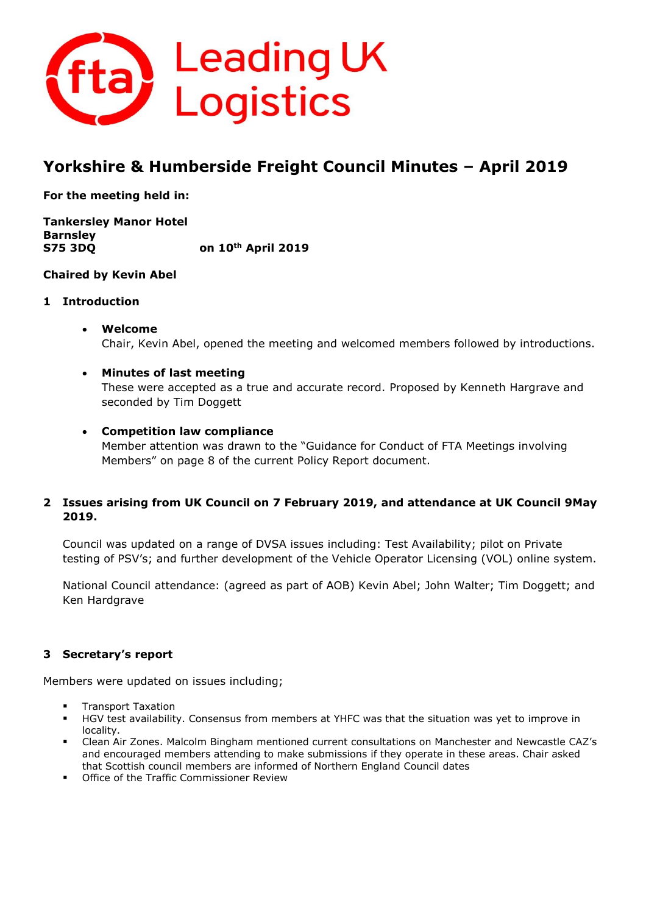fta Leading UK Logistics

# Yorkshire & Humberside Freight Council Minutes – April 2019

**For the meeting held in:**

**Tankersley Manor Hotel**
**Barnsley**
**S75 3DQ** **on 10th April 2019**

**Chaired by Kevin Abel**

## 1 Introduction

- **Welcome**
  Chair, Kevin Abel, opened the meeting and welcomed members followed by introductions.

- **Minutes of last meeting**
  These were accepted as a true and accurate record. Proposed by Kenneth Hargrave and seconded by Tim Doggett

- **Competition law compliance**
  Member attention was drawn to the "Guidance for Conduct of FTA Meetings involving Members" on page 8 of the current Policy Report document.

## 2 Issues arising from UK Council on 7 February 2019, and attendance at UK Council 9May 2019.

Council was updated on a range of DVSA issues including: Test Availability; pilot on Private testing of PSV's; and further development of the Vehicle Operator Licensing (VOL) online system.

National Council attendance: (agreed as part of AOB) Kevin Abel; John Walter; Tim Doggett; and Ken Hardgrave

## 3 Secretary's report

Members were updated on issues including;

- Transport Taxation
- HGV test availability. Consensus from members at YHFC was that the situation was yet to improve in locality.
- Clean Air Zones. Malcolm Bingham mentioned current consultations on Manchester and Newcastle CAZ's and encouraged members attending to make submissions if they operate in these areas. Chair asked that Scottish council members are informed of Northern England Council dates
- Office of the Traffic Commissioner Review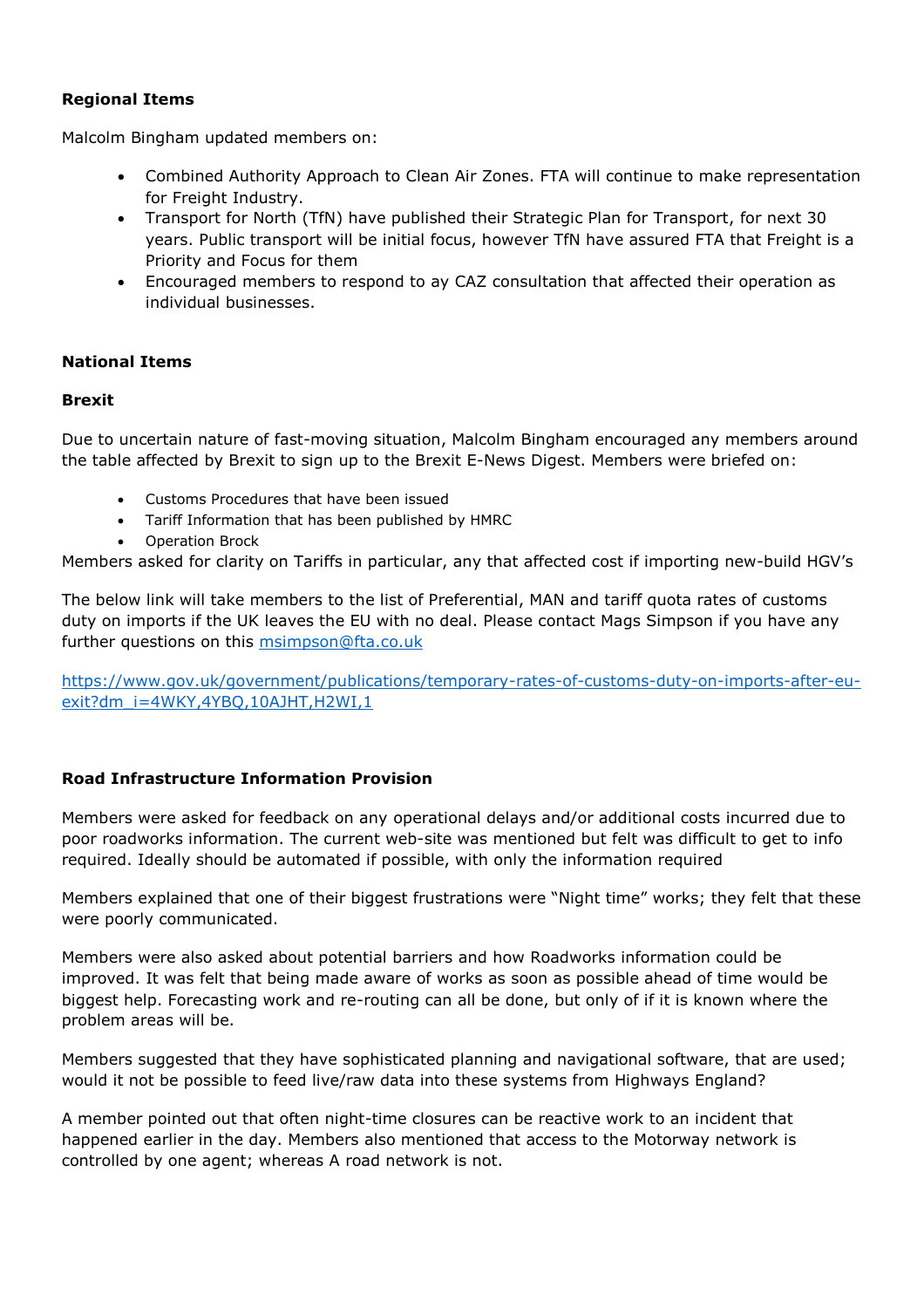**Regional Items**

Malcolm Bingham updated members on:

- Combined Authority Approach to Clean Air Zones. FTA will continue to make representation for Freight Industry.
- Transport for North (TfN) have published their Strategic Plan for Transport, for next 30 years. Public transport will be initial focus, however TfN have assured FTA that Freight is a Priority and Focus for them
- Encouraged members to respond to ay CAZ consultation that affected their operation as individual businesses.

**National Items**

**Brexit**

Due to uncertain nature of fast-moving situation, Malcolm Bingham encouraged any members around the table affected by Brexit to sign up to the Brexit E-News Digest. Members were briefed on:

- Customs Procedures that have been issued
- Tariff Information that has been published by HMRC
- Operation Brock

Members asked for clarity on Tariffs in particular, any that affected cost if importing new-build HGV's

The below link will take members to the list of Preferential, MAN and tariff quota rates of customs duty on imports if the UK leaves the EU with no deal. Please contact Mags Simpson if you have any further questions on this [msimpson@fta.co.uk](mailto:msimpson@fta.co.uk)

[https://www.gov.uk/government/publications/temporary-rates-of-customs-duty-on-imports-after-eu-exit?dm_i=4WKY,4YBQ,10AJHT,H2WI,1](https://www.gov.uk/government/publications/temporary-rates-of-customs-duty-on-imports-after-eu-exit?dm_i=4WKY,4YBQ,10AJHT,H2WI,1)

**Road Infrastructure Information Provision**

Members were asked for feedback on any operational delays and/or additional costs incurred due to poor roadworks information. The current web-site was mentioned but felt was difficult to get to info required. Ideally should be automated if possible, with only the information required

Members explained that one of their biggest frustrations were "Night time" works; they felt that these were poorly communicated.

Members were also asked about potential barriers and how Roadworks information could be improved. It was felt that being made aware of works as soon as possible ahead of time would be biggest help. Forecasting work and re-routing can all be done, but only of if it is known where the problem areas will be.

Members suggested that they have sophisticated planning and navigational software, that are used; would it not be possible to feed live/raw data into these systems from Highways England?

A member pointed out that often night-time closures can be reactive work to an incident that happened earlier in the day. Members also mentioned that access to the Motorway network is controlled by one agent; whereas A road network is not.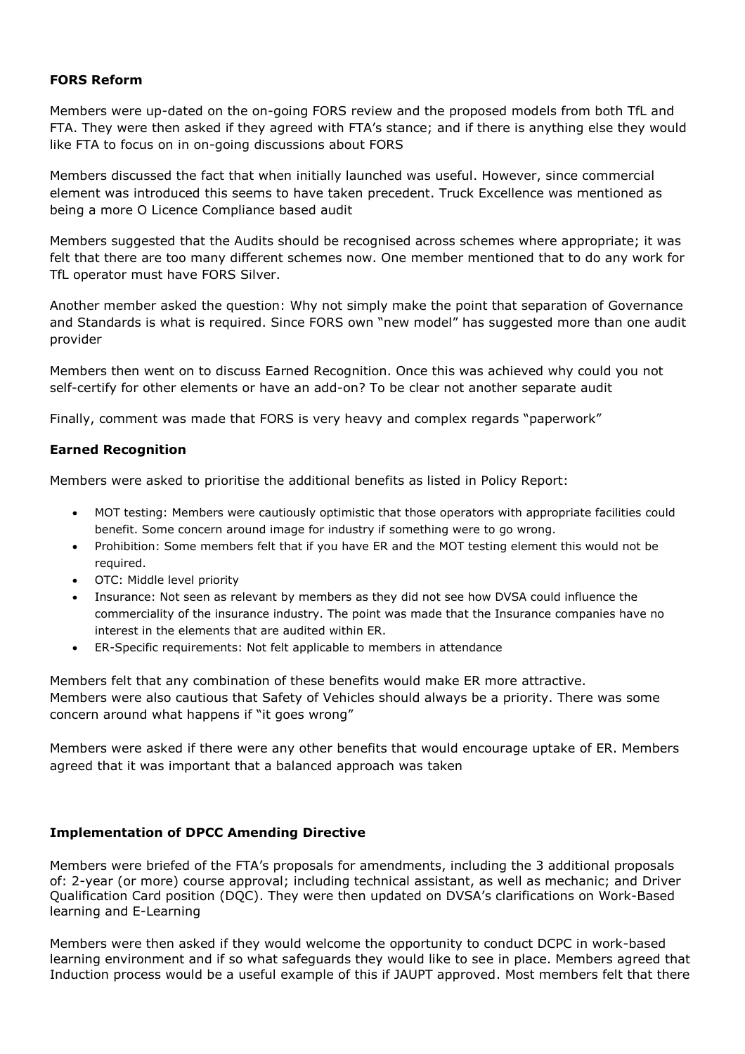**FORS Reform**

Members were up-dated on the on-going FORS review and the proposed models from both TfL and FTA. They were then asked if they agreed with FTA's stance; and if there is anything else they would like FTA to focus on in on-going discussions about FORS

Members discussed the fact that when initially launched was useful. However, since commercial element was introduced this seems to have taken precedent. Truck Excellence was mentioned as being a more O Licence Compliance based audit

Members suggested that the Audits should be recognised across schemes where appropriate; it was felt that there are too many different schemes now. One member mentioned that to do any work for TfL operator must have FORS Silver.

Another member asked the question: Why not simply make the point that separation of Governance and Standards is what is required. Since FORS own "new model" has suggested more than one audit provider

Members then went on to discuss Earned Recognition. Once this was achieved why could you not self-certify for other elements or have an add-on? To be clear not another separate audit

Finally, comment was made that FORS is very heavy and complex regards "paperwork"

**Earned Recognition**

Members were asked to prioritise the additional benefits as listed in Policy Report:

- MOT testing: Members were cautiously optimistic that those operators with appropriate facilities could benefit. Some concern around image for industry if something were to go wrong.
- Prohibition: Some members felt that if you have ER and the MOT testing element this would not be required.
- OTC: Middle level priority
- Insurance: Not seen as relevant by members as they did not see how DVSA could influence the commerciality of the insurance industry. The point was made that the Insurance companies have no interest in the elements that are audited within ER.
- ER-Specific requirements: Not felt applicable to members in attendance

Members felt that any combination of these benefits would make ER more attractive.
Members were also cautious that Safety of Vehicles should always be a priority. There was some concern around what happens if "it goes wrong"

Members were asked if there were any other benefits that would encourage uptake of ER. Members agreed that it was important that a balanced approach was taken

**Implementation of DPCC Amending Directive**

Members were briefed of the FTA's proposals for amendments, including the 3 additional proposals of: 2-year (or more) course approval; including technical assistant, as well as mechanic; and Driver Qualification Card position (DQC). They were then updated on DVSA's clarifications on Work-Based learning and E-Learning

Members were then asked if they would welcome the opportunity to conduct DCPC in work-based learning environment and if so what safeguards they would like to see in place. Members agreed that Induction process would be a useful example of this if JAUPT approved. Most members felt that there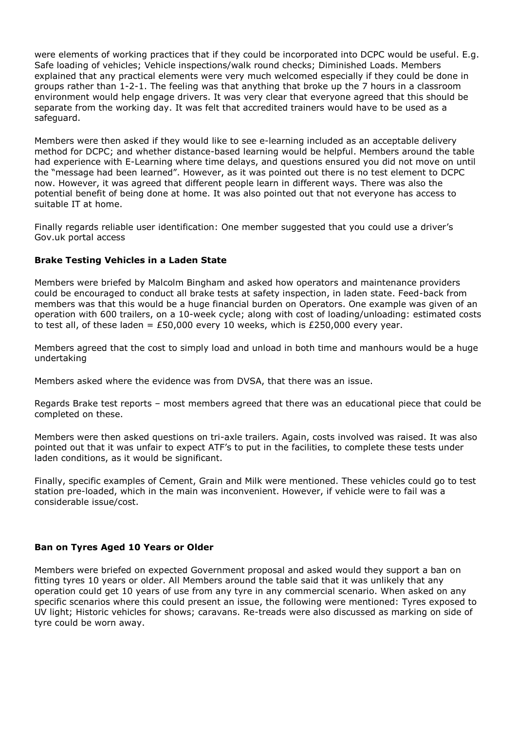were elements of working practices that if they could be incorporated into DCPC would be useful. E.g. Safe loading of vehicles; Vehicle inspections/walk round checks; Diminished Loads. Members explained that any practical elements were very much welcomed especially if they could be done in groups rather than 1-2-1. The feeling was that anything that broke up the 7 hours in a classroom environment would help engage drivers. It was very clear that everyone agreed that this should be separate from the working day. It was felt that accredited trainers would have to be used as a safeguard.

Members were then asked if they would like to see e-learning included as an acceptable delivery method for DCPC; and whether distance-based learning would be helpful. Members around the table had experience with E-Learning where time delays, and questions ensured you did not move on until the "message had been learned". However, as it was pointed out there is no test element to DCPC now. However, it was agreed that different people learn in different ways. There was also the potential benefit of being done at home. It was also pointed out that not everyone has access to suitable IT at home.

Finally regards reliable user identification: One member suggested that you could use a driver's Gov.uk portal access

**Brake Testing Vehicles in a Laden State**

Members were briefed by Malcolm Bingham and asked how operators and maintenance providers could be encouraged to conduct all brake tests at safety inspection, in laden state. Feed-back from members was that this would be a huge financial burden on Operators. One example was given of an operation with 600 trailers, on a 10-week cycle; along with cost of loading/unloading: estimated costs to test all, of these laden = £50,000 every 10 weeks, which is £250,000 every year.

Members agreed that the cost to simply load and unload in both time and manhours would be a huge undertaking

Members asked where the evidence was from DVSA, that there was an issue.

Regards Brake test reports – most members agreed that there was an educational piece that could be completed on these.

Members were then asked questions on tri-axle trailers. Again, costs involved was raised. It was also pointed out that it was unfair to expect ATF's to put in the facilities, to complete these tests under laden conditions, as it would be significant.

Finally, specific examples of Cement, Grain and Milk were mentioned. These vehicles could go to test station pre-loaded, which in the main was inconvenient. However, if vehicle were to fail was a considerable issue/cost.

**Ban on Tyres Aged 10 Years or Older**

Members were briefed on expected Government proposal and asked would they support a ban on fitting tyres 10 years or older. All Members around the table said that it was unlikely that any operation could get 10 years of use from any tyre in any commercial scenario. When asked on any specific scenarios where this could present an issue, the following were mentioned: Tyres exposed to UV light; Historic vehicles for shows; caravans. Re-treads were also discussed as marking on side of tyre could be worn away.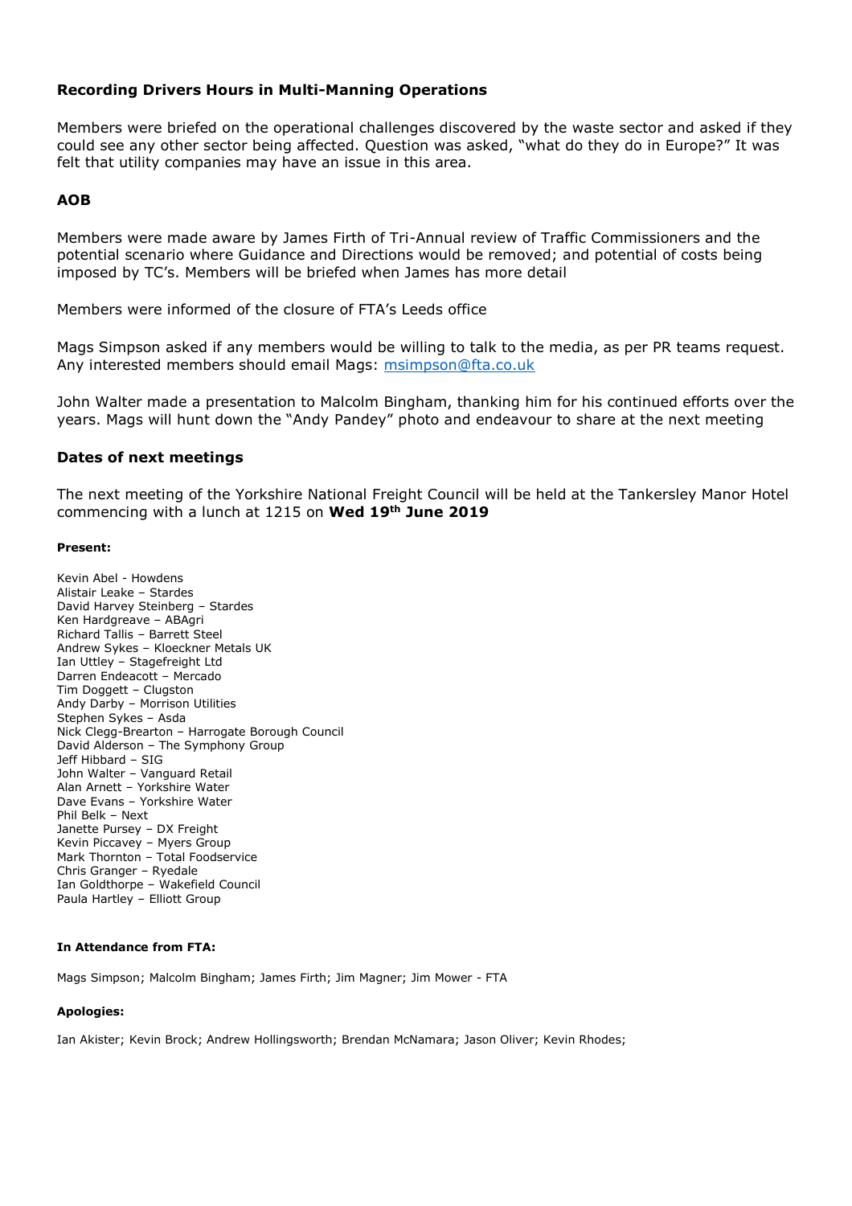### Recording Drivers Hours in Multi-Manning Operations

Members were briefed on the operational challenges discovered by the waste sector and asked if they could see any other sector being affected. Question was asked, "what do they do in Europe?" It was felt that utility companies may have an issue in this area.

### AOB

Members were made aware by James Firth of Tri-Annual review of Traffic Commissioners and the potential scenario where Guidance and Directions would be removed; and potential of costs being imposed by TC's. Members will be briefed when James has more detail

Members were informed of the closure of FTA's Leeds office

Mags Simpson asked if any members would be willing to talk to the media, as per PR teams request. Any interested members should email Mags: msimpson@fta.co.uk

John Walter made a presentation to Malcolm Bingham, thanking him for his continued efforts over the years. Mags will hunt down the "Andy Pandey" photo and endeavour to share at the next meeting

### Dates of next meetings

The next meeting of the Yorkshire National Freight Council will be held at the Tankersley Manor Hotel commencing with a lunch at 1215 on **Wed 19th June 2019**

**Present:**

Kevin Abel - Howdens
Alistair Leake – Stardes
David Harvey Steinberg – Stardes
Ken Hardgreave – ABAgri
Richard Tallis – Barrett Steel
Andrew Sykes – Kloeckner Metals UK
Ian Uttley – Stagefreight Ltd
Darren Endeacott – Mercado
Tim Doggett – Clugston
Andy Darby – Morrison Utilities
Stephen Sykes – Asda
Nick Clegg-Brearton – Harrogate Borough Council
David Alderson – The Symphony Group
Jeff Hibbard – SIG
John Walter – Vanguard Retail
Alan Arnett – Yorkshire Water
Dave Evans – Yorkshire Water
Phil Belk – Next
Janette Pursey – DX Freight
Kevin Piccavey – Myers Group
Mark Thornton – Total Foodservice
Chris Granger – Ryedale
Ian Goldthorpe – Wakefield Council
Paula Hartley – Elliott Group

**In Attendance from FTA:**

Mags Simpson; Malcolm Bingham; James Firth; Jim Magner; Jim Mower - FTA

**Apologies:**

Ian Akister; Kevin Brock; Andrew Hollingsworth; Brendan McNamara; Jason Oliver; Kevin Rhodes;